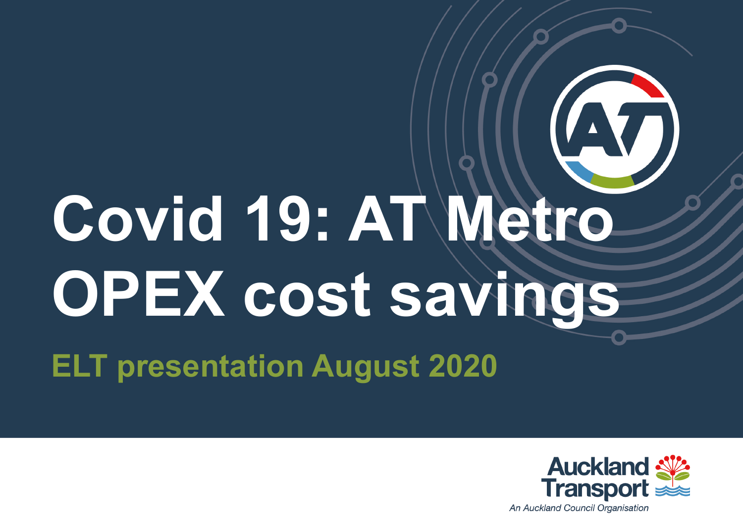# Covid 19: AT Metro OPEX cost savings

## ELT presentation August 2020

Auckland Transport

*An Auckland Council Organisation*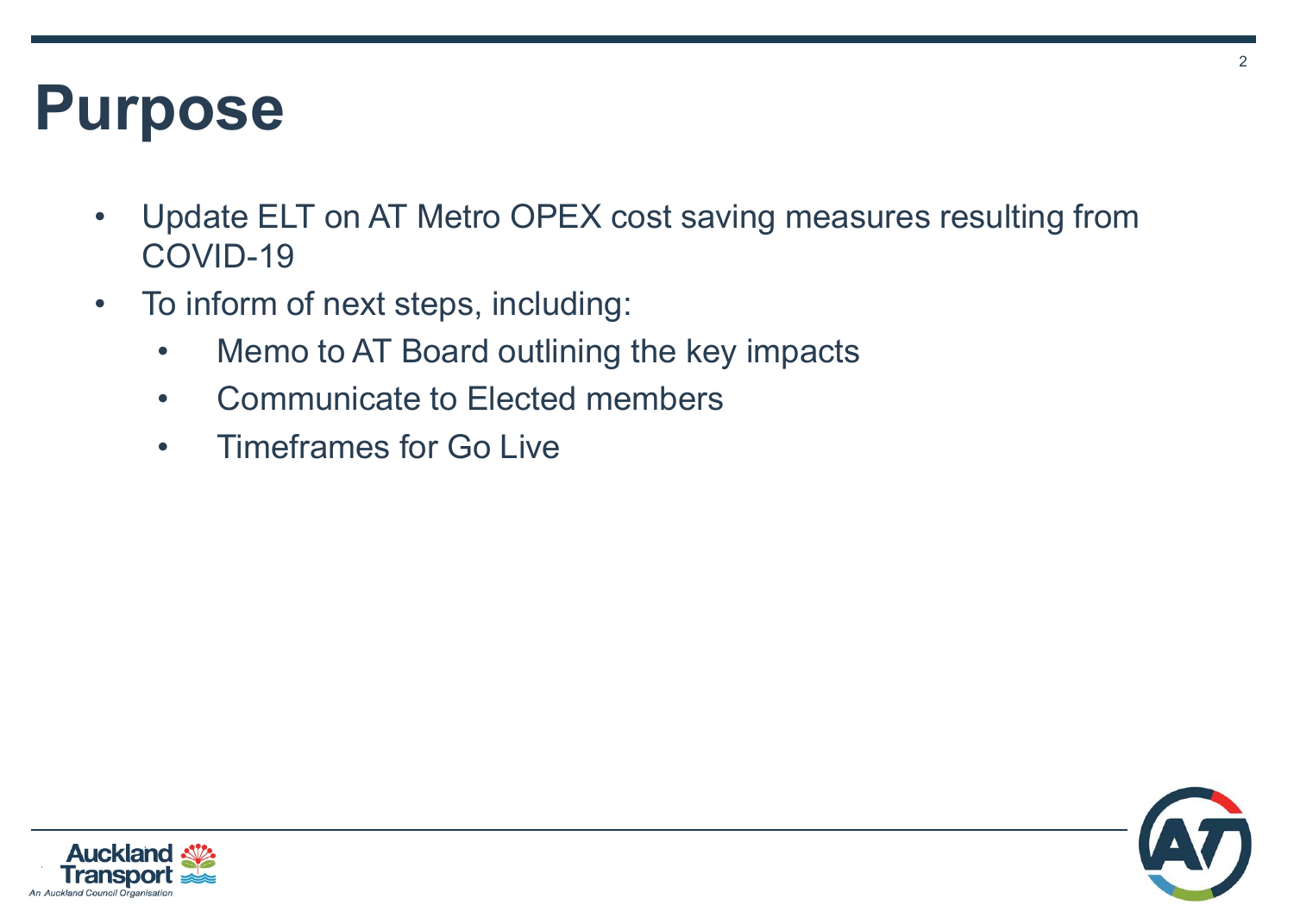# Purpose

- Update ELT on AT Metro OPEX cost saving measures resulting from COVID-19
- To inform of next steps, including:
  - Memo to AT Board outlining the key impacts
  - Communicate to Elected members
  - Timeframes for Go Live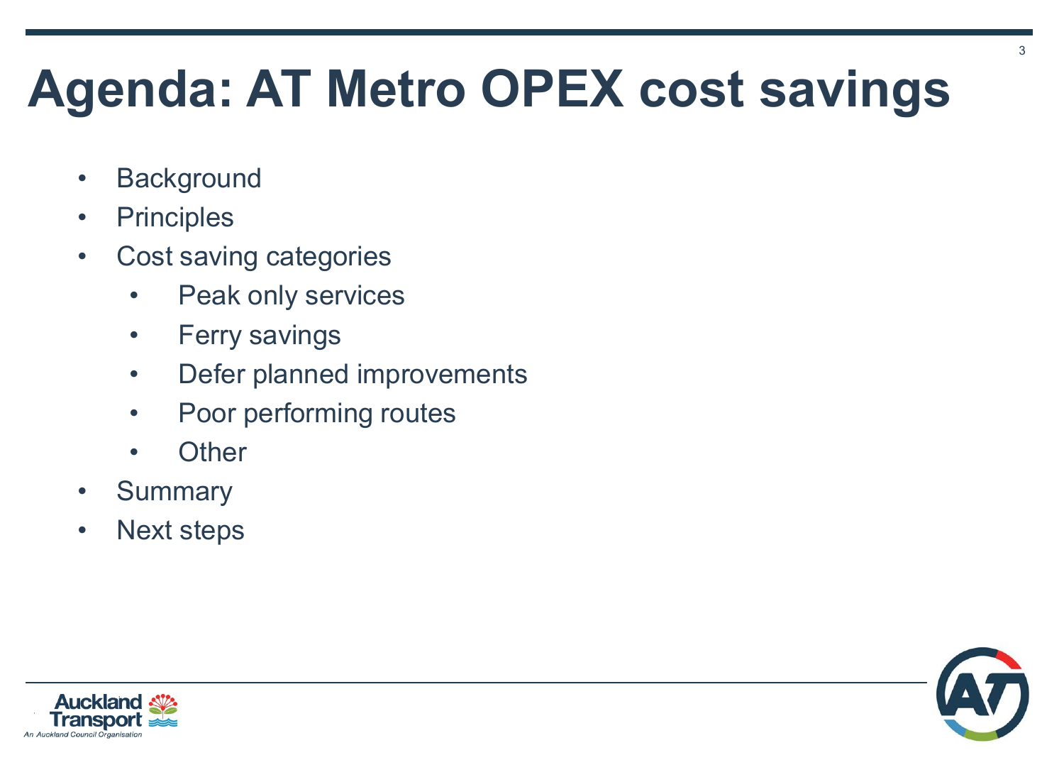# Agenda: AT Metro OPEX cost savings

- Background
- Principles
- Cost saving categories
  - Peak only services
  - Ferry savings
  - Defer planned improvements
  - Poor performing routes
  - Other
- Summary
- Next steps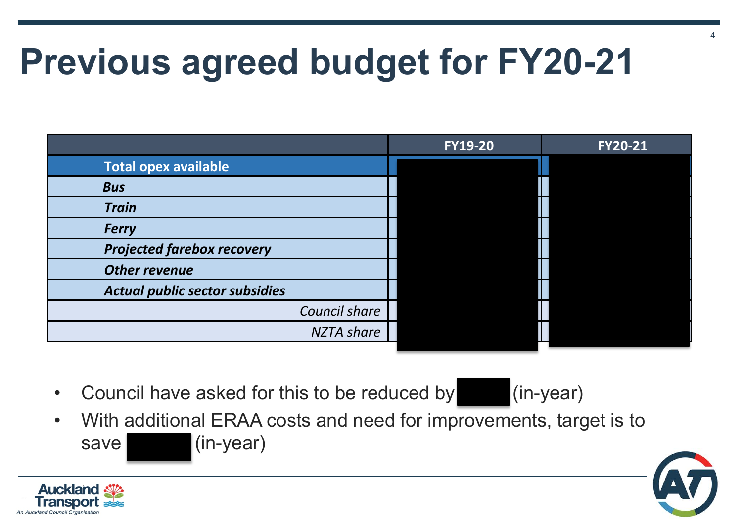# Previous agreed budget for FY20-21

| | FY19-20 | FY20-21 |
|---|---|---|
| **Total opex available** | | |
| ***Bus*** | | |
| ***Train*** | | |
| ***Ferry*** | | |
| ***Projected farebox recovery*** | | |
| ***Other revenue*** | | |
| ***Actual public sector subsidies*** | | |
| *Council share* | | |
| *NZTA share* | | |

- Council have asked for this to be reduced by (in-year)
- With additional ERAA costs and need for improvements, target is to save (in-year)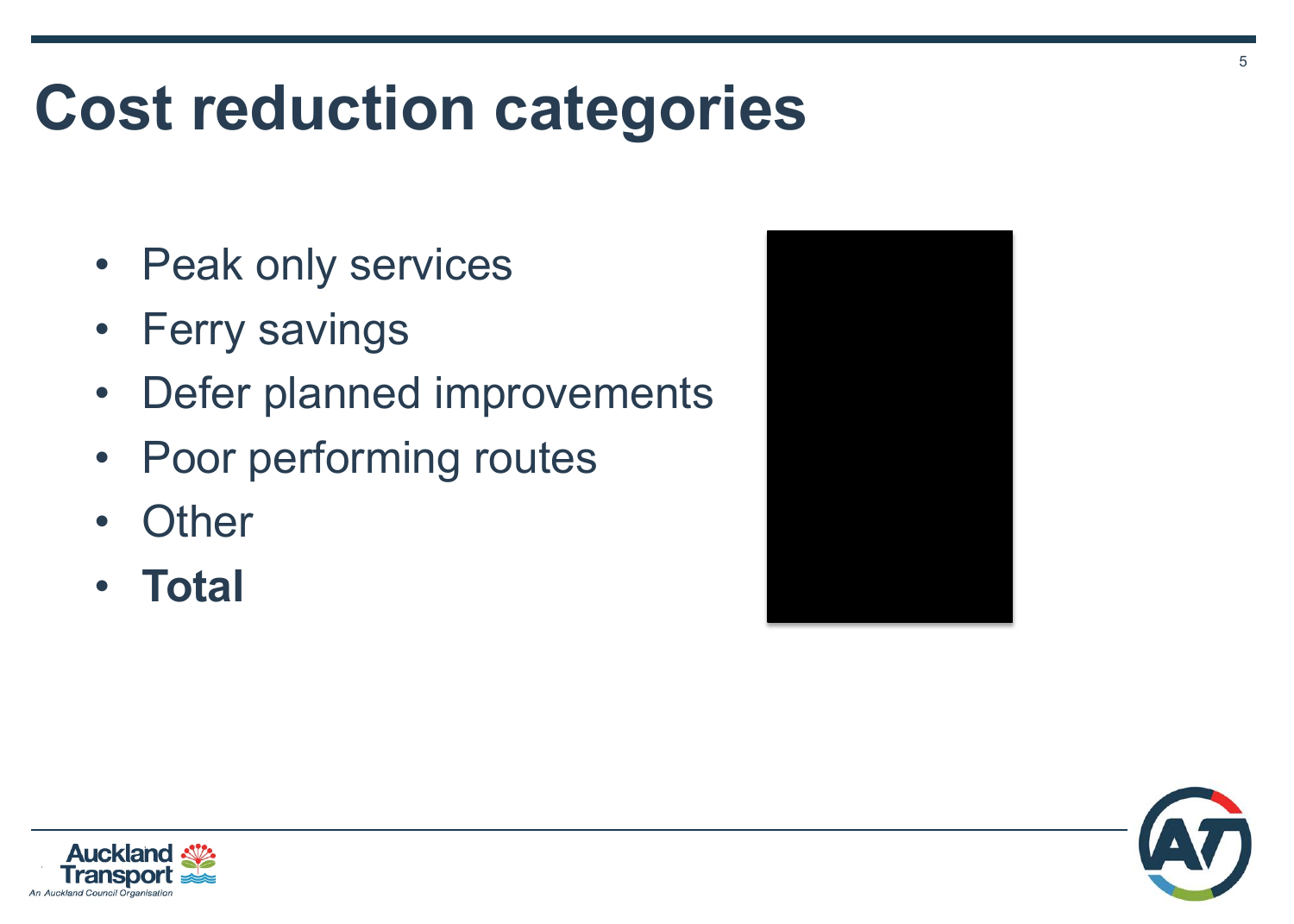# Cost reduction categories

- Peak only services
- Ferry savings
- Defer planned improvements
- Poor performing routes
- Other
- **Total**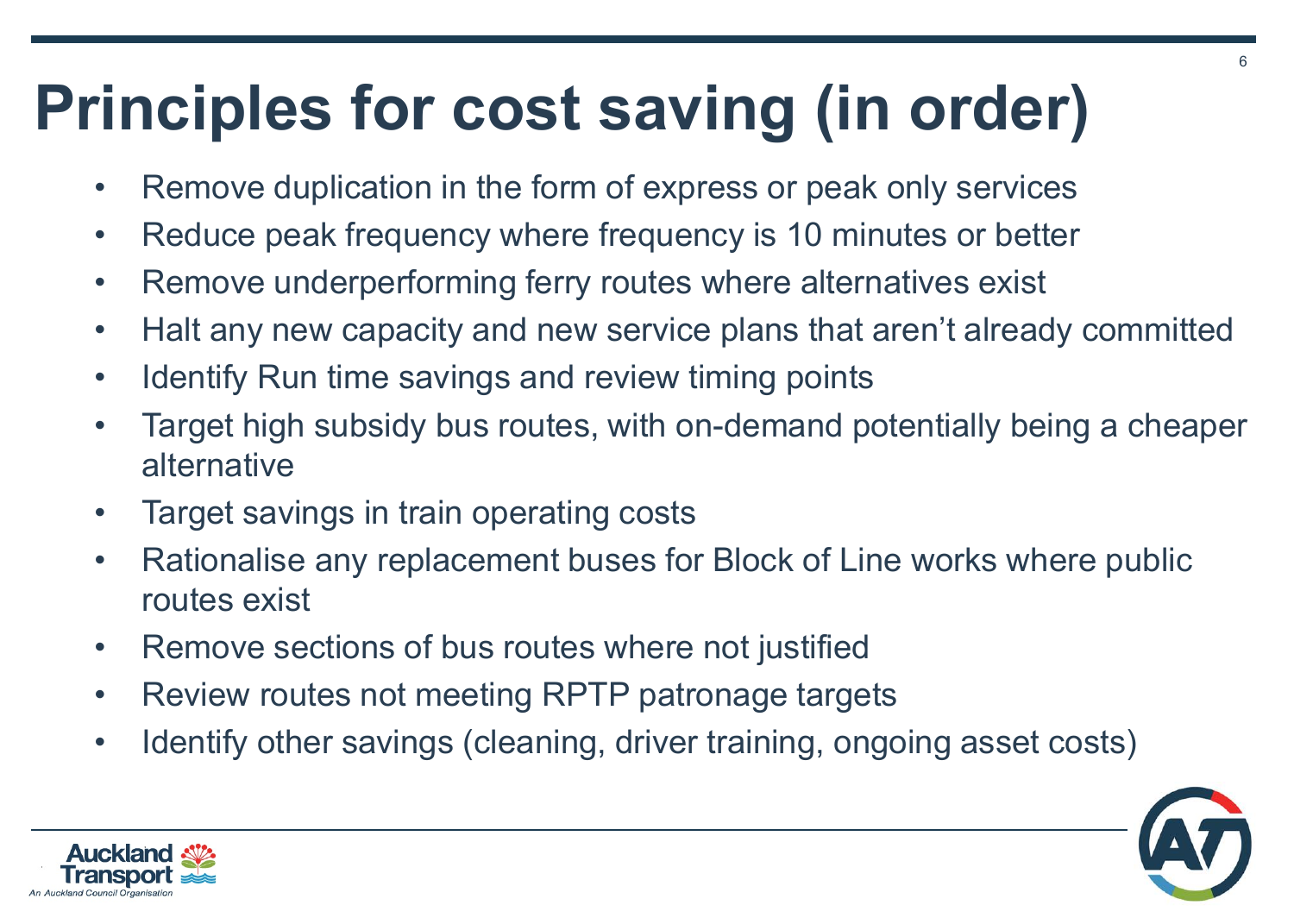# Principles for cost saving (in order)

- Remove duplication in the form of express or peak only services
- Reduce peak frequency where frequency is 10 minutes or better
- Remove underperforming ferry routes where alternatives exist
- Halt any new capacity and new service plans that aren't already committed
- Identify Run time savings and review timing points
- Target high subsidy bus routes, with on-demand potentially being a cheaper alternative
- Target savings in train operating costs
- Rationalise any replacement buses for Block of Line works where public routes exist
- Remove sections of bus routes where not justified
- Review routes not meeting RPTP patronage targets
- Identify other savings (cleaning, driver training, ongoing asset costs)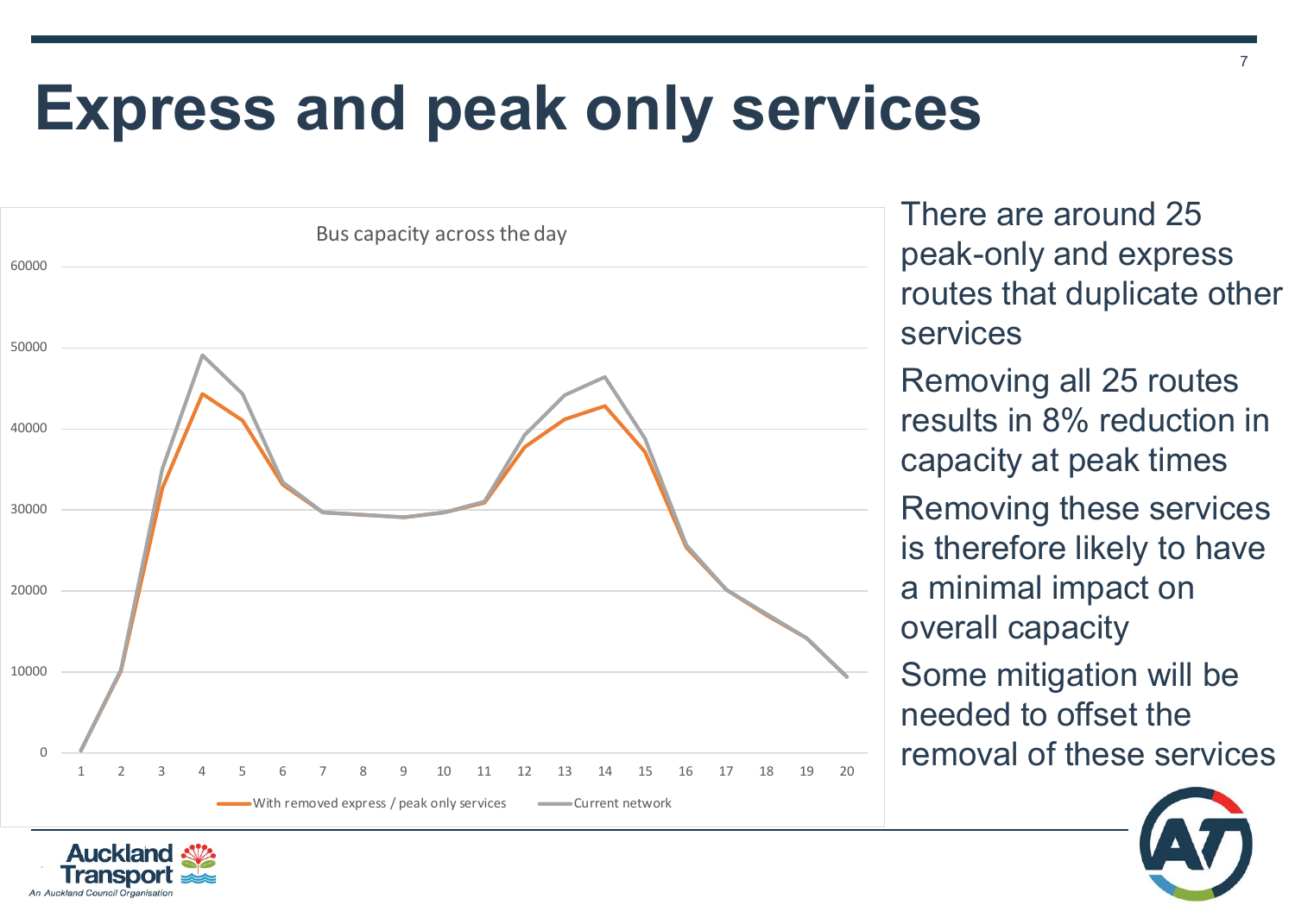# Express and peak only services

Bus capacity across the day

60000
50000
40000
30000
20000
10000
0

1 2 3 4 5 6 7 8 9 10 11 12 13 14 15 16 17 18 19 20

With removed express / peak only services
Current network

- There are around 25 peak-only and express routes that duplicate other services
- Removing all 25 routes results in 8% reduction in capacity at peak times
- Removing these services is therefore likely to have a minimal impact on overall capacity
- Some mitigation will be needed to offset the removal of these services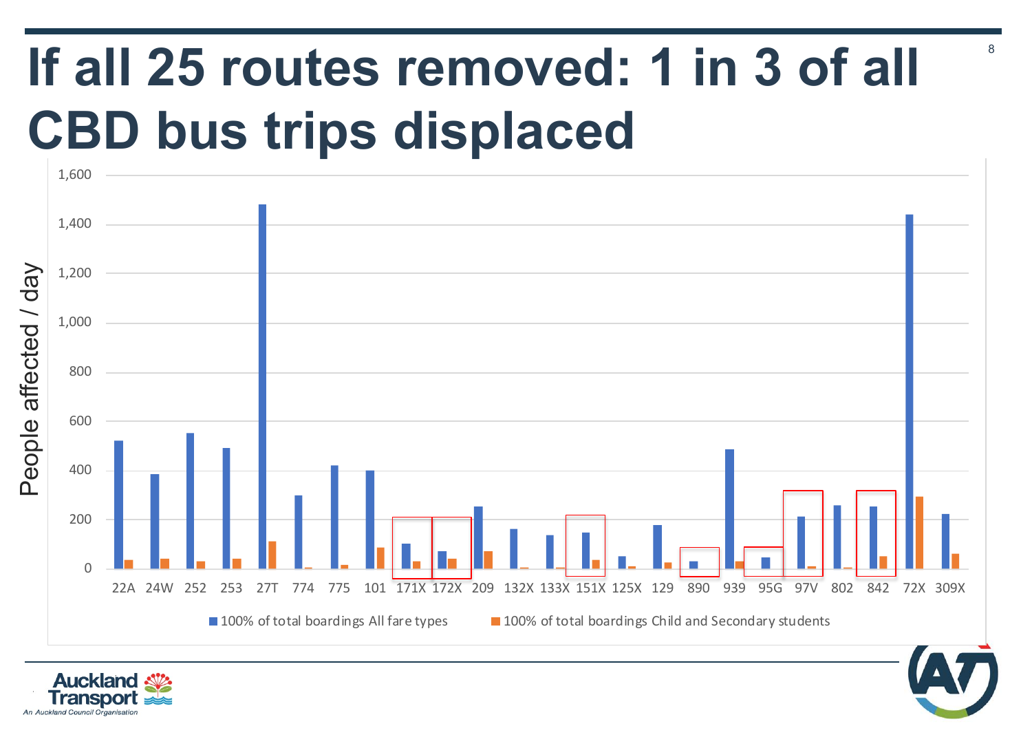# If all 25 routes removed: 1 in 3 of all CBD bus trips displaced

People affected / day

1,600
1,400
1,200
1,000
800
600
400
200
0

22A 24W 252 253 27T 774 775 101 171X 172X 209 132X 133X 151X 125X 129 890 939 95G 97V 802 842 72X 309X

100% of total boardings All fare types

100% of total boardings Child and Secondary students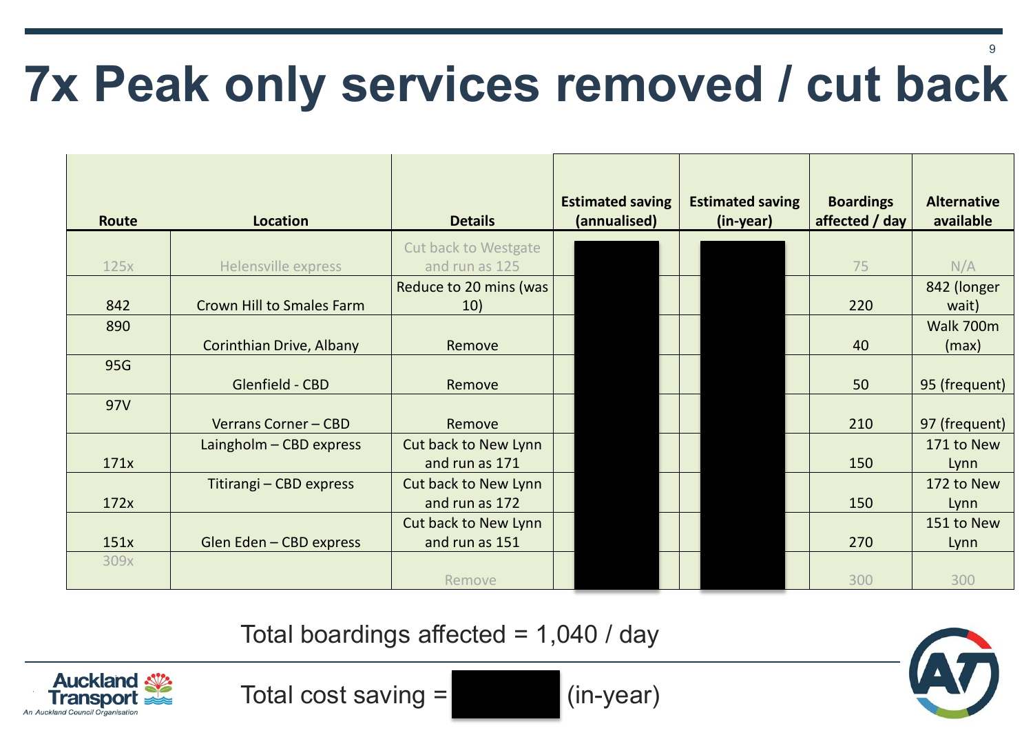# 7x Peak only services removed / cut back

| Route | Location | Details | Estimated saving (annualised) | Estimated saving (in-year) | Boardings affected / day | Alternative available |
|---|---|---|---|---|---|---|
| 125x | Helensville express | Cut back to Westgate and run as 125 | | | 75 | N/A |
| 842 | Crown Hill to Smales Farm | Reduce to 20 mins (was 10) | | | 220 | 842 (longer wait) |
| 890 | Corinthian Drive, Albany | Remove | | | 40 | Walk 700m (max) |
| 95G | Glenfield - CBD | Remove | | | 50 | 95 (frequent) |
| 97V | Verrans Corner – CBD | Remove | | | 210 | 97 (frequent) |
| 171x | Laingholm – CBD express | Cut back to New Lynn and run as 171 | | | 150 | 171 to New Lynn |
| 172x | Titirangi – CBD express | Cut back to New Lynn and run as 172 | | | 150 | 172 to New Lynn |
| 151x | Glen Eden – CBD express | Cut back to New Lynn and run as 151 | | | 270 | 151 to New Lynn |
| 309x | | Remove | | | 300 | 300 |

Total boardings affected = 1,040 / day

Total cost saving = (in-year)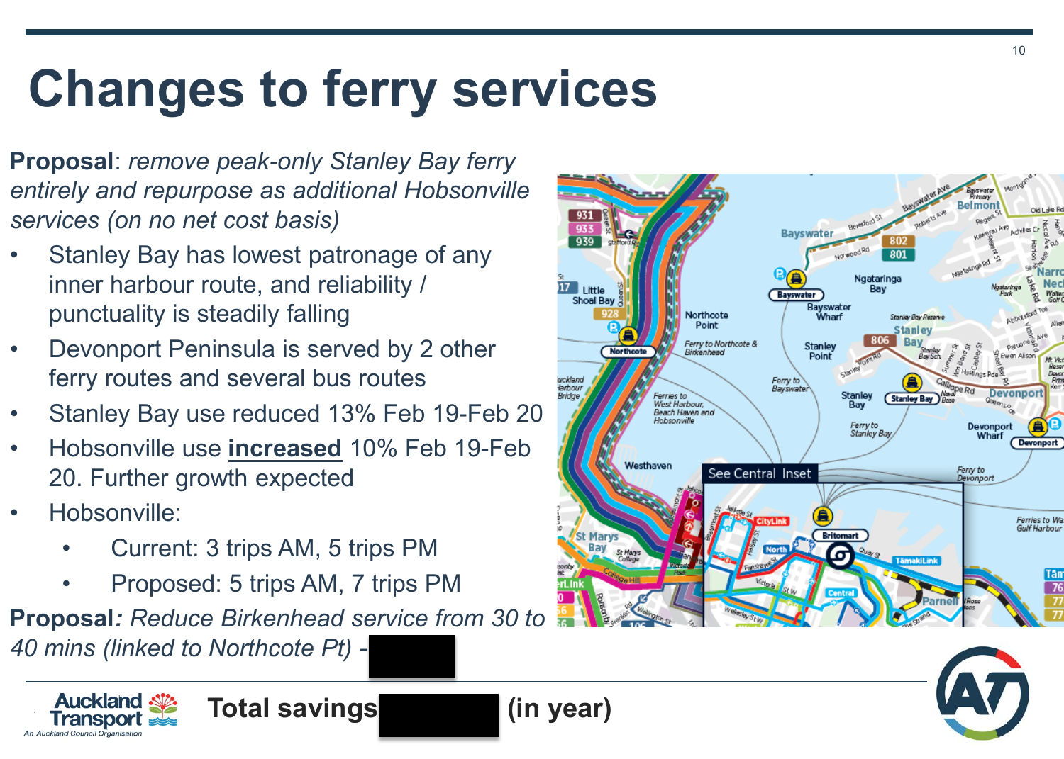# Changes to ferry services

**Proposal**: *remove peak-only Stanley Bay ferry entirely and repurpose as additional Hobsonville services (on no net cost basis)*

- Stanley Bay has lowest patronage of any inner harbour route, and reliability / punctuality is steadily falling
- Devonport Peninsula is served by 2 other ferry routes and several bus routes
- Stanley Bay use reduced 13% Feb 19-Feb 20
- Hobsonville use **increased** 10% Feb 19-Feb 20. Further growth expected
- Hobsonville:
  - Current: 3 trips AM, 5 trips PM
  - Proposed: 5 trips AM, 7 trips PM

**Proposal**: *Reduce Birkenhead service from 30 to 40 mins (linked to Northcote Pt)* -

**Total savings** (in year)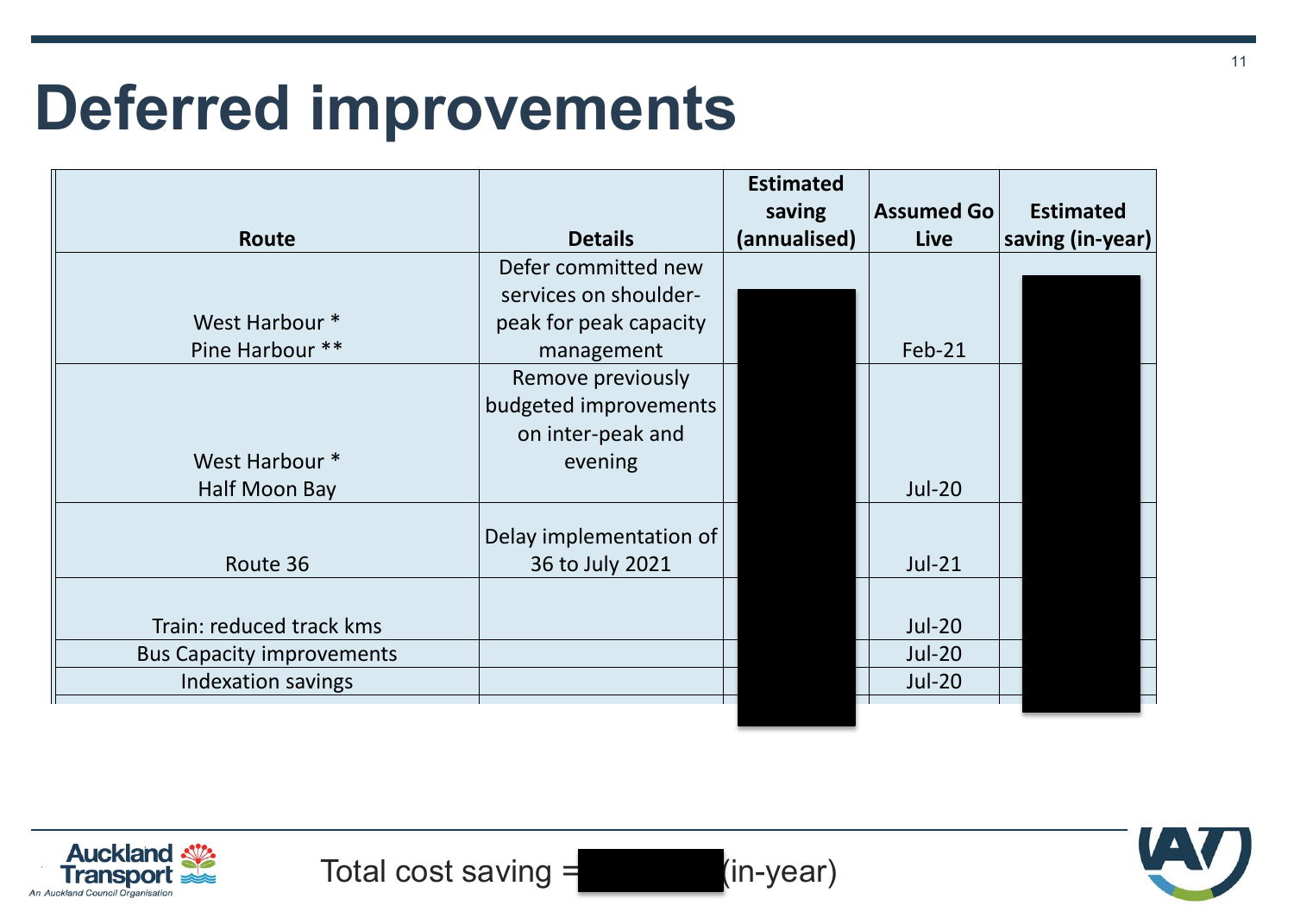# Deferred improvements

| Route | Details | Estimated saving (annualised) | Assumed Go Live | Estimated saving (in-year) |
|---|---|---|---|---|
| West Harbour * <br> Pine Harbour ** | Defer committed new services on shoulder-peak for peak capacity management | | Feb-21 | |
| West Harbour * <br> Half Moon Bay | Remove previously budgeted improvements on inter-peak and evening | | Jul-20 | |
| Route 36 | Delay implementation of 36 to July 2021 | | Jul-21 | |
| Train: reduced track kms | | | Jul-20 | |
| Bus Capacity improvements | | | Jul-20 | |
| Indexation savings | | | Jul-20 | |

Total cost saving = (in-year)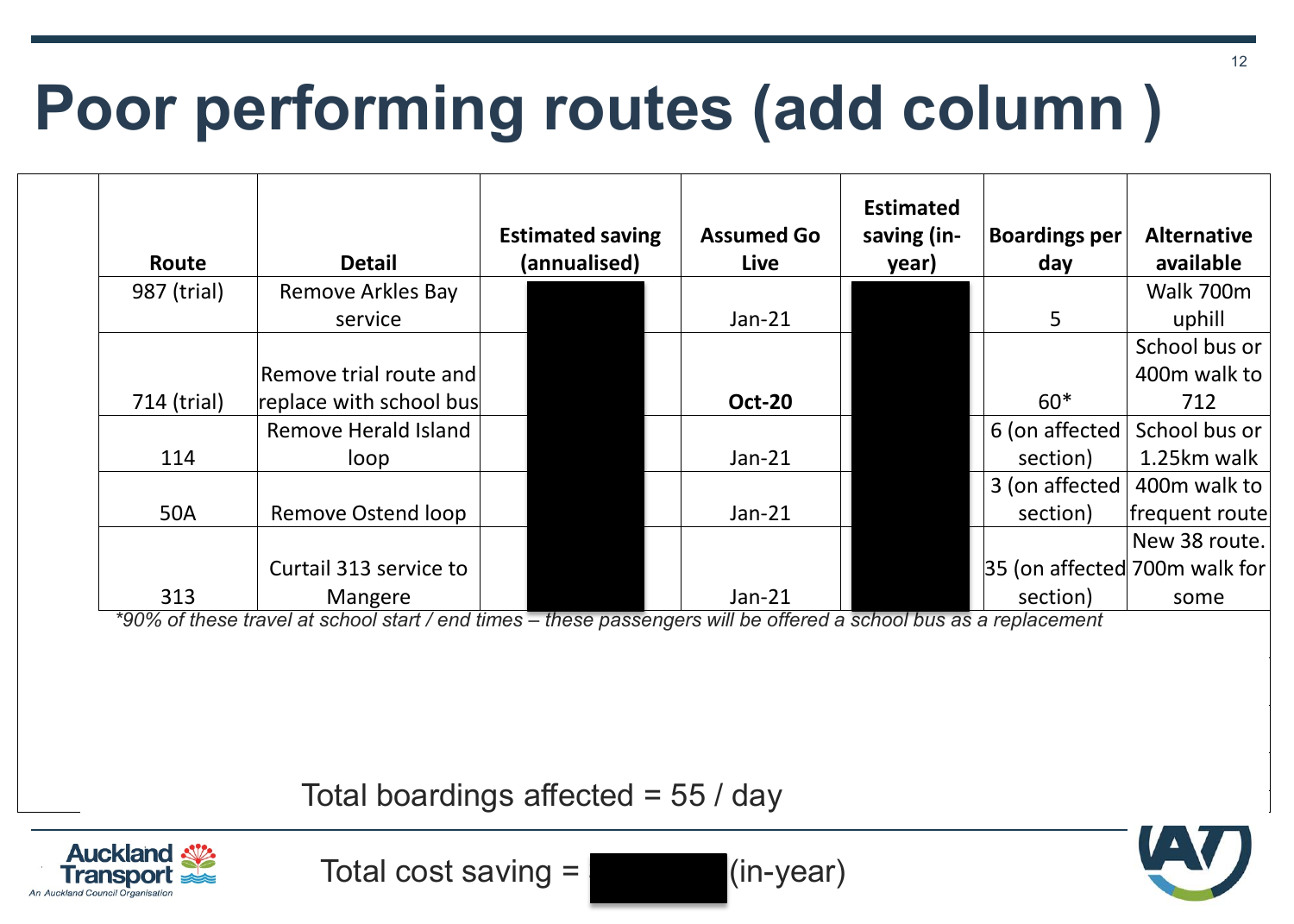# Poor performing routes (add column )

| Route | Detail | Estimated saving (annualised) | Assumed Go Live | Estimated saving (in-year) | Boardings per day | Alternative available |
|---|---|---|---|---|---|---|
| 987 (trial) | Remove Arkles Bay service | | Jan-21 | | 5 | Walk 700m uphill |
| 714 (trial) | Remove trial route and replace with school bus | | **Oct-20** | | 60* | School bus or 400m walk to 712 |
| 114 | Remove Herald Island loop | | Jan-21 | | 6 (on affected section) | School bus or 1.25km walk |
| 50A | Remove Ostend loop | | Jan-21 | | 3 (on affected section) | 400m walk to frequent route |
| 313 | Curtail 313 service to Mangere | | Jan-21 | | 35 (on affected section) | New 38 route. 700m walk for some |

*\*90% of these travel at school start / end times – these passengers will be offered a school bus as a replacement*

Total boardings affected = 55 / day

Total cost saving = (in-year)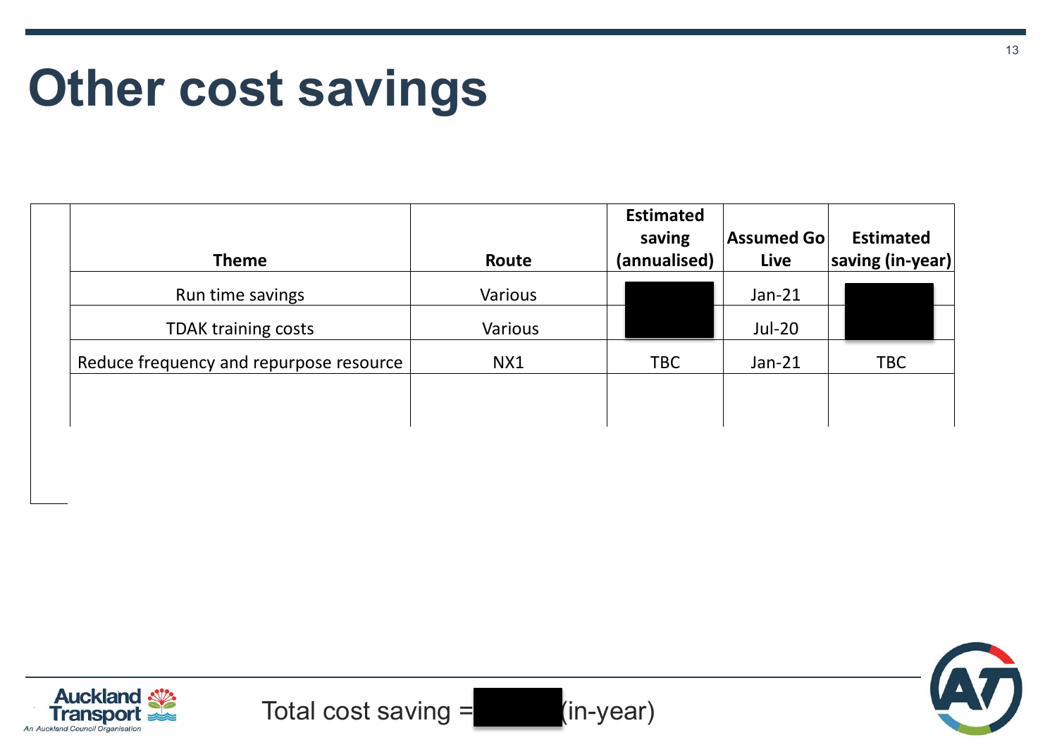# Other cost savings

| Theme | Route | Estimated saving (annualised) | Assumed Go Live | Estimated saving (in-year) |
|---|---|---|---|---|
| Run time savings | Various | | Jan-21 | |
| TDAK training costs | Various | | Jul-20 | |
| Reduce frequency and repurpose resource | NX1 | TBC | Jan-21 | TBC |
| | | | | |

Total cost saving = (in-year)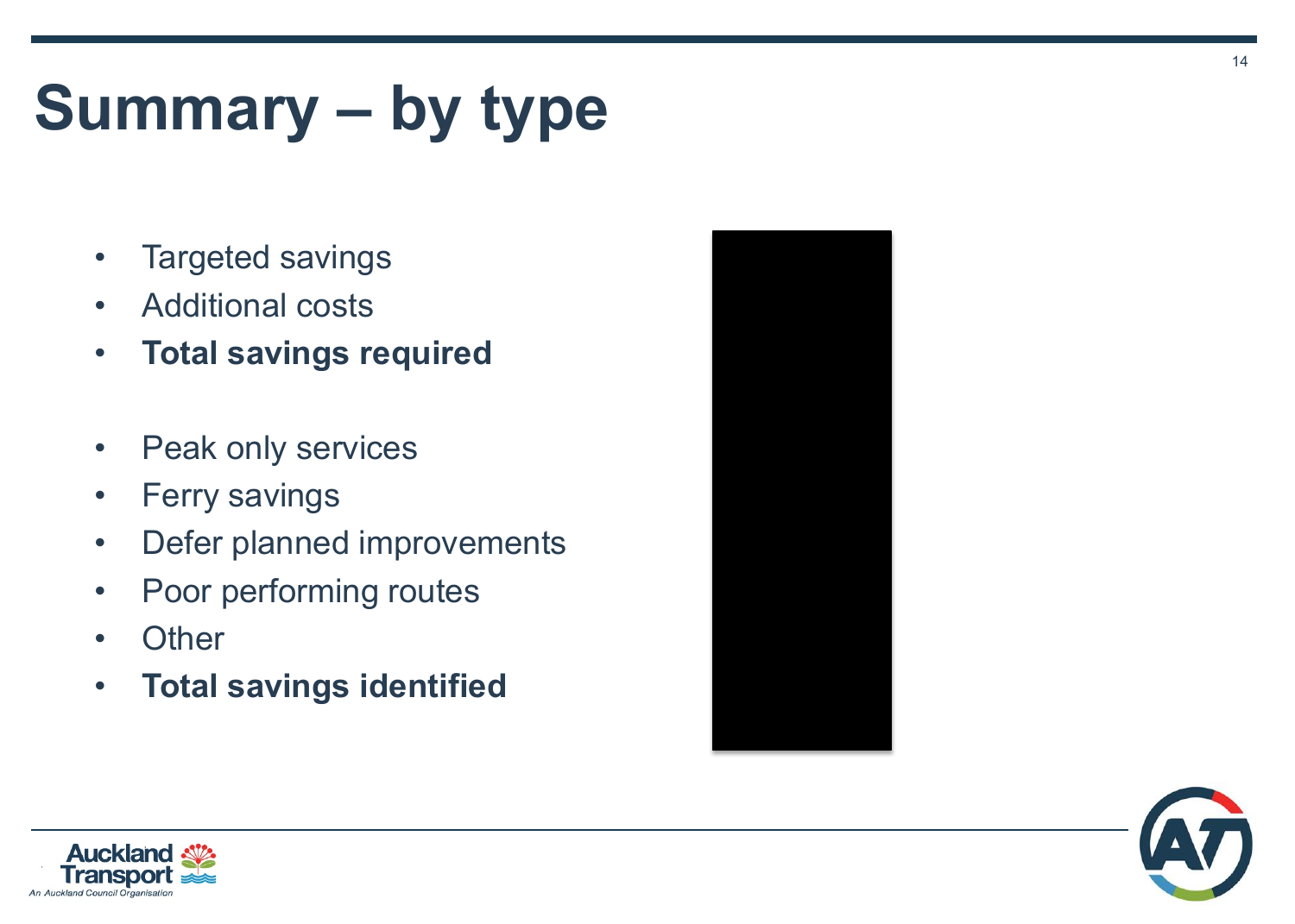# Summary – by type

- Targeted savings
- Additional costs
- **Total savings required**

- Peak only services
- Ferry savings
- Defer planned improvements
- Poor performing routes
- Other
- **Total savings identified**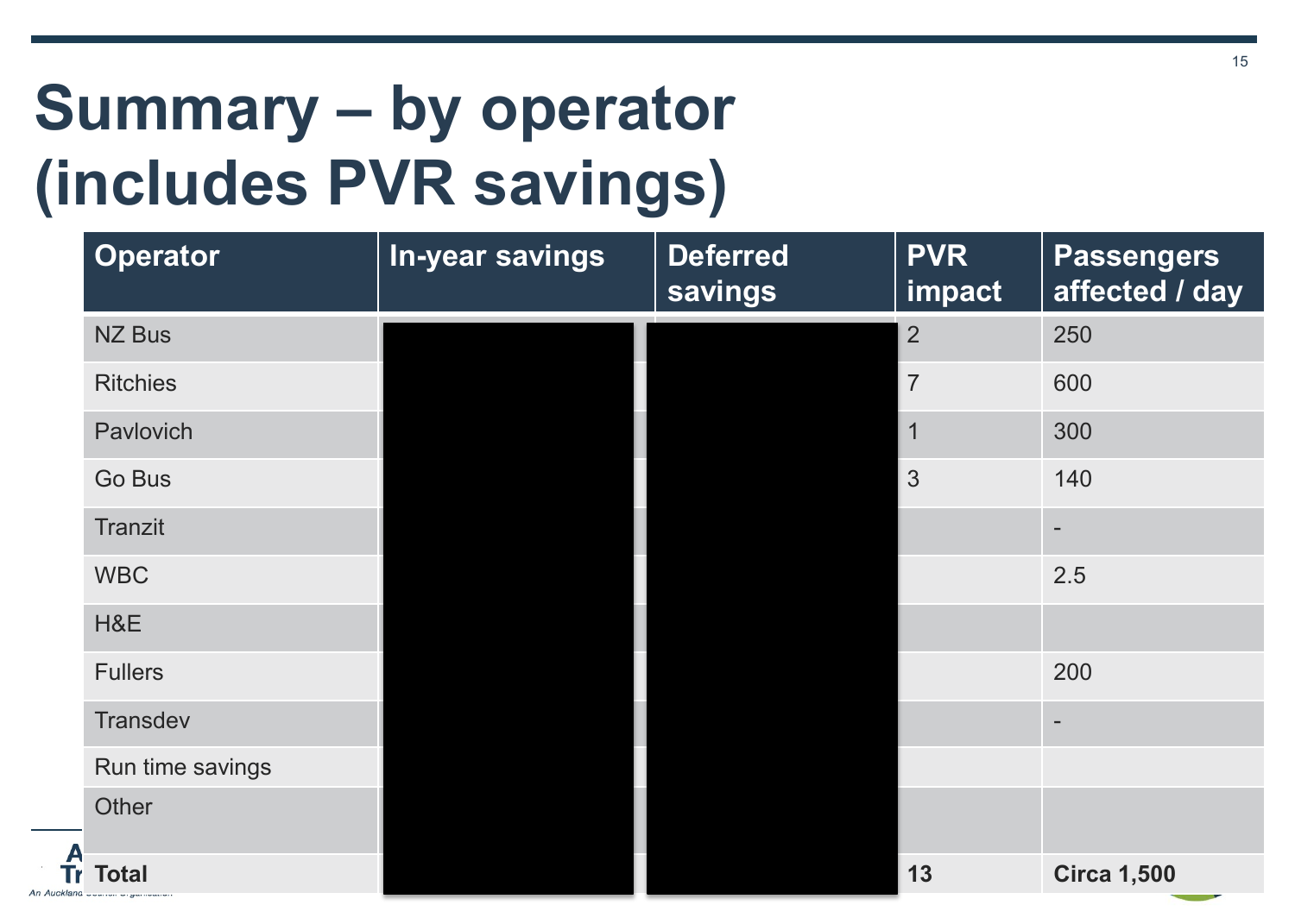# Summary – by operator (includes PVR savings)

| Operator | In-year savings | Deferred savings | PVR impact | Passengers affected / day |
| --- | --- | --- | --- | --- |
| NZ Bus | | | 2 | 250 |
| Ritchies | | | 7 | 600 |
| Pavlovich | | | 1 | 300 |
| Go Bus | | | 3 | 140 |
| Tranzit | | | | - |
| WBC | | | | 2.5 |
| H&E | | | | |
| Fullers | | | | 200 |
| Transdev | | | | - |
| Run time savings | | | | |
| Other | | | | |
| **Total** | | | **13** | **Circa 1,500** |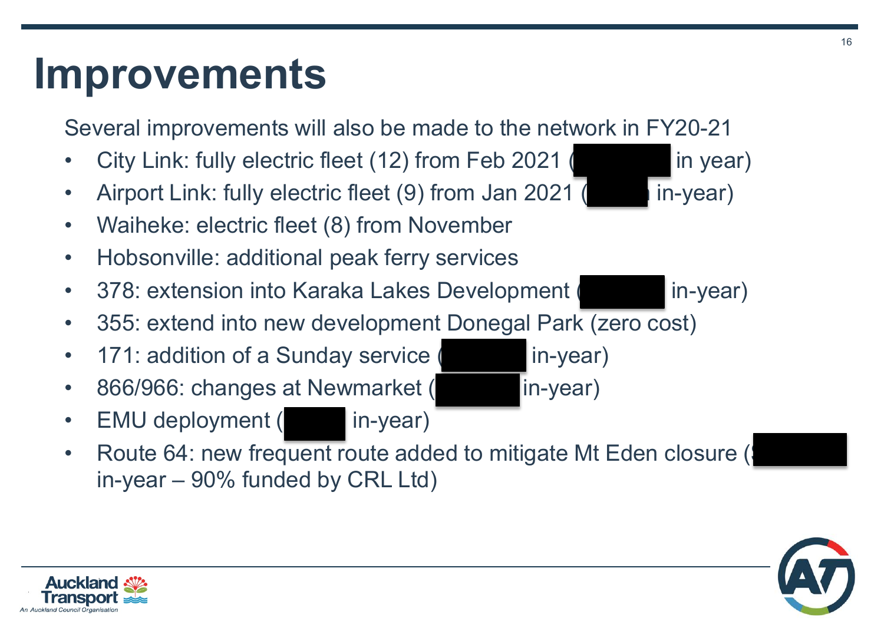# Improvements

Several improvements will also be made to the network in FY20-21

- City Link: fully electric fleet (12) from Feb 2021 ( in year)
- Airport Link: fully electric fleet (9) from Jan 2021 ( in-year)
- Waiheke: electric fleet (8) from November
- Hobsonville: additional peak ferry services
- 378: extension into Karaka Lakes Development ( in-year)
- 355: extend into new development Donegal Park (zero cost)
- 171: addition of a Sunday service ( in-year)
- 866/966: changes at Newmarket ( in-year)
- EMU deployment ( in-year)
- Route 64: new frequent route added to mitigate Mt Eden closure ( in-year – 90% funded by CRL Ltd)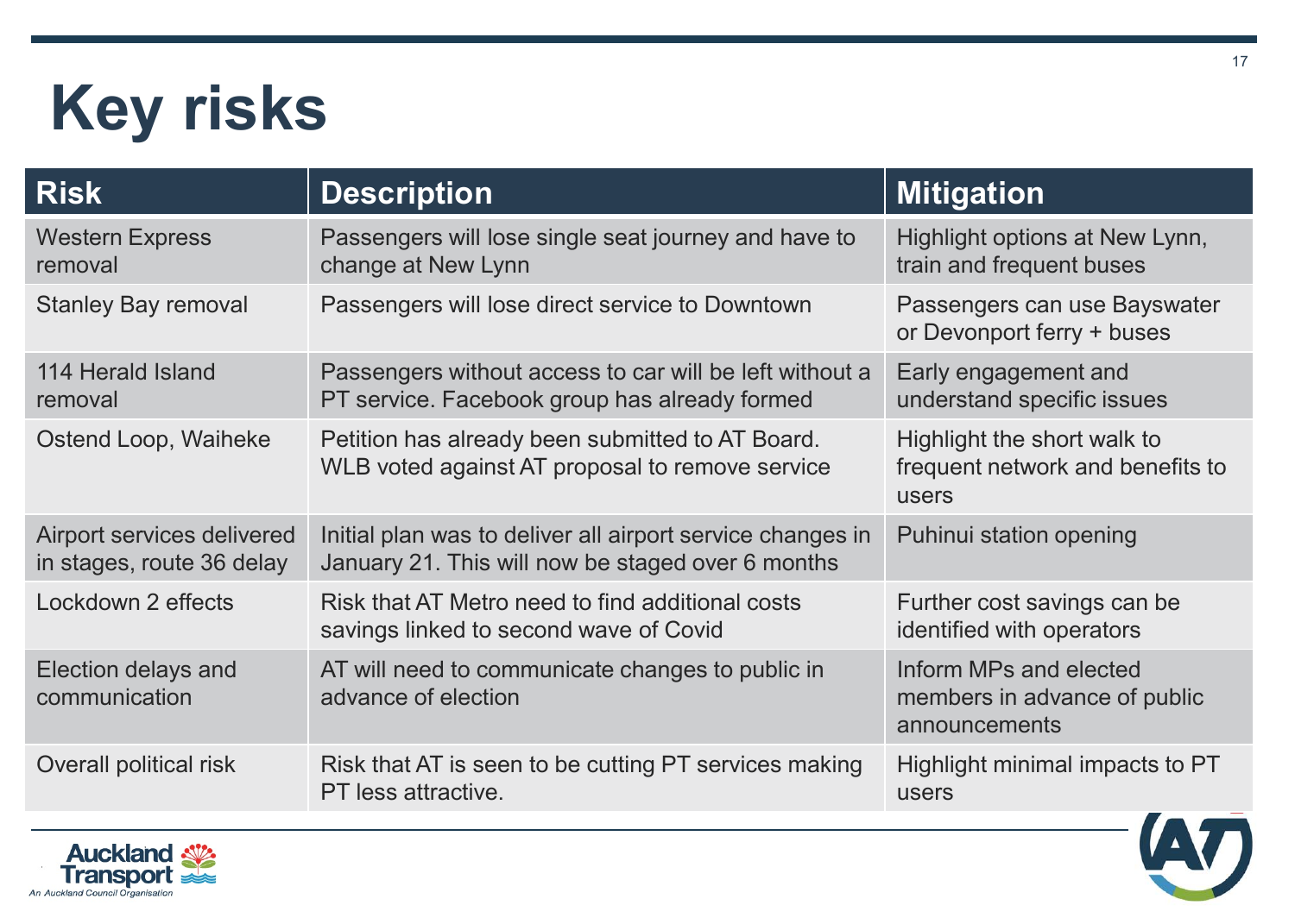# Key risks

| Risk | Description | Mitigation |
|---|---|---|
| Western Express removal | Passengers will lose single seat journey and have to change at New Lynn | Highlight options at New Lynn, train and frequent buses |
| Stanley Bay removal | Passengers will lose direct service to Downtown | Passengers can use Bayswater or Devonport ferry + buses |
| 114 Herald Island removal | Passengers without access to car will be left without a PT service. Facebook group has already formed | Early engagement and understand specific issues |
| Ostend Loop, Waiheke | Petition has already been submitted to AT Board. WLB voted against AT proposal to remove service | Highlight the short walk to frequent network and benefits to users |
| Airport services delivered in stages, route 36 delay | Initial plan was to deliver all airport service changes in January 21. This will now be staged over 6 months | Puhinui station opening |
| Lockdown 2 effects | Risk that AT Metro need to find additional costs savings linked to second wave of Covid | Further cost savings can be identified with operators |
| Election delays and communication | AT will need to communicate changes to public in advance of election | Inform MPs and elected members in advance of public announcements |
| Overall political risk | Risk that AT is seen to be cutting PT services making PT less attractive. | Highlight minimal impacts to PT users |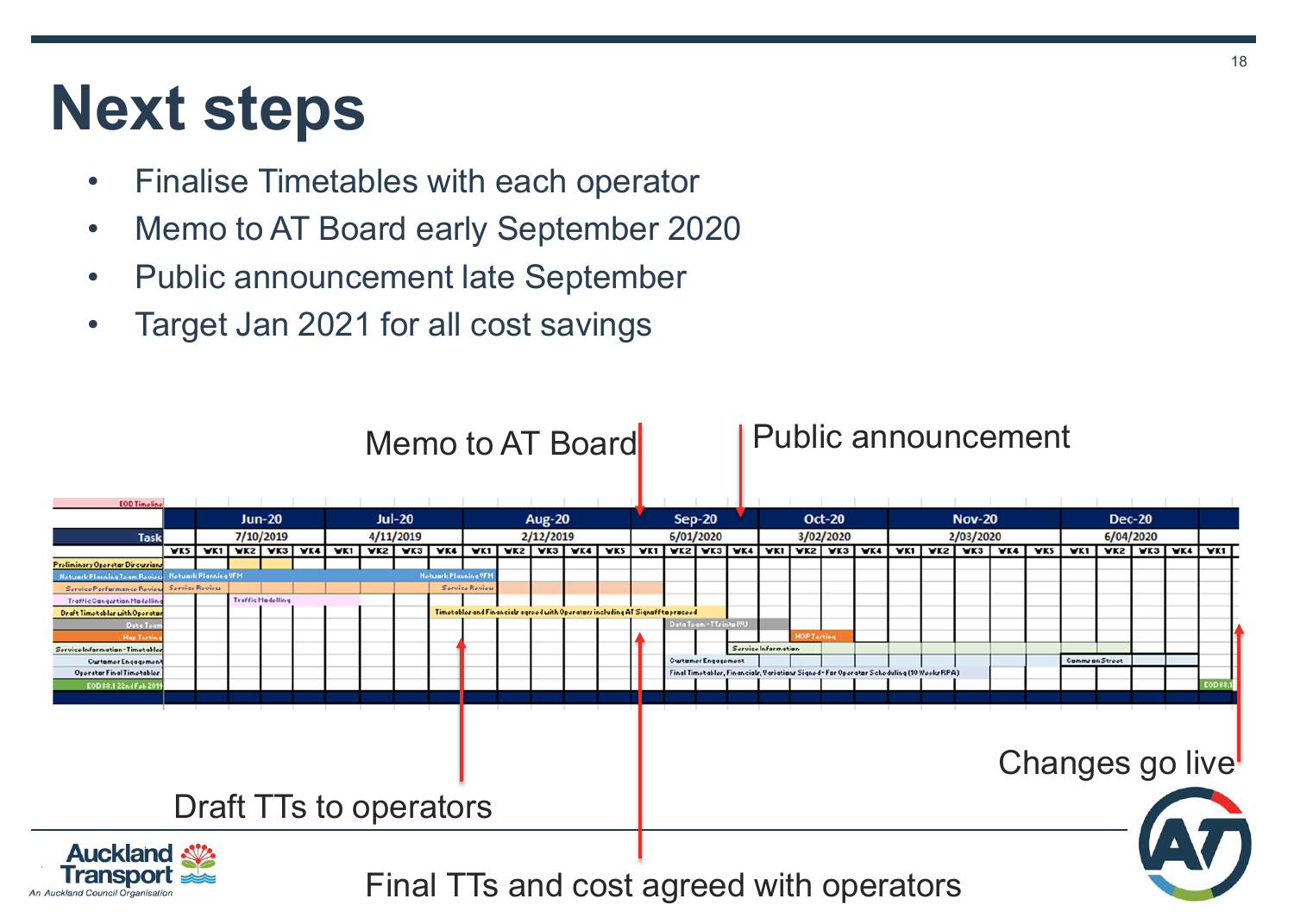# Next steps

- Finalise Timetables with each operator
- Memo to AT Board early September 2020
- Public announcement late September
- Target Jan 2021 for all cost savings

Memo to AT Board

Public announcement

EOD Timeline

Task

Jun-20 7/10/2019

Jul-20 4/11/2019

Aug-20 2/12/2019

Sep-20 6/01/2020

Oct-20 3/02/2020

Nov-20 2/03/2020

Dec-20 6/04/2020

WK5 WK1 WK2 WK3 WK4 WK1 WK2 WK3 WK4 WK1 WK2 WK3 WK4 WK5 WK1 WK2 WK3 WK4 WK1 WK2 WK3 WK4 WK1 WK2 WK3 WK4 WK5 WK1 WK2 WK3 WK4 WK1

Preliminary Operator Discussions

Network Planning Team Review — Network Planning VFM

Service Performance Review — Service Review

Traffic Congestion Modelling — Traffic Modelling

Draft Timetables with Operators — Timetables and Financials agreed with Operators including AT Signoff to proceed

Data Team — Data Team - TTs into PVU

Hop Testing — HOP Testing

Service Information - Timetables — Service Information

Customer Engagement — Customer Engagement — Comms on Street

Operator Final Timetables — Final Timetables, Financials, Variations Signed - For Operator Scheduling (10 Weeks RPA)

EOD 88.1 22nd Feb 2019 — EOD 88.1

Changes go live

Draft TTs to operators

Final TTs and cost agreed with operators

Auckland Transport
An Auckland Council Organisation